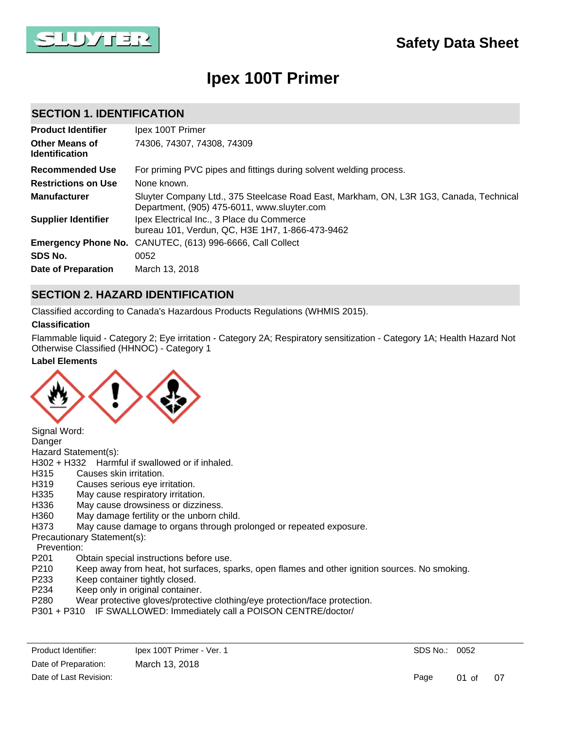# Safety Data Sheet

# Ipex 100T Primer

## SECTION 1. IDENTIFICATION

| | |
|---|---|
| **Product Identifier** | Ipex 100T Primer |
| **Other Means of Identification** | 74306, 74307, 74308, 74309 |
| **Recommended Use** | For priming PVC pipes and fittings during solvent welding process. |
| **Restrictions on Use** | None known. |
| **Manufacturer** | Sluyter Company Ltd., 375 Steelcase Road East, Markham, ON, L3R 1G3, Canada, Technical Department, (905) 475-6011, www.sluyter.com |
| **Supplier Identifier** | Ipex Electrical Inc., 3 Place du Commerce bureau 101, Verdun, QC, H3E 1H7, 1-866-473-9462 |
| **Emergency Phone No.** | CANUTEC, (613) 996-6666, Call Collect |
| **SDS No.** | 0052 |
| **Date of Preparation** | March 13, 2018 |

## SECTION 2. HAZARD IDENTIFICATION

Classified according to Canada's Hazardous Products Regulations (WHMIS 2015).

**Classification**

Flammable liquid - Category 2; Eye irritation - Category 2A; Respiratory sensitization - Category 1A; Health Hazard Not Otherwise Classified (HHNOC) - Category 1

**Label Elements**

Signal Word:
Danger

Hazard Statement(s):

H302 + H332 Harmful if swallowed or if inhaled.
H315 Causes skin irritation.
H319 Causes serious eye irritation.
H335 May cause respiratory irritation.
H336 May cause drowsiness or dizziness.
H360 May damage fertility or the unborn child.
H373 May cause damage to organs through prolonged or repeated exposure.

Precautionary Statement(s):

Prevention:

P201 Obtain special instructions before use.
P210 Keep away from heat, hot surfaces, sparks, open flames and other ignition sources. No smoking.
P233 Keep container tightly closed.
P234 Keep only in original container.
P280 Wear protective gloves/protective clothing/eye protection/face protection.
P301 + P310 IF SWALLOWED: Immediately call a POISON CENTRE/doctor/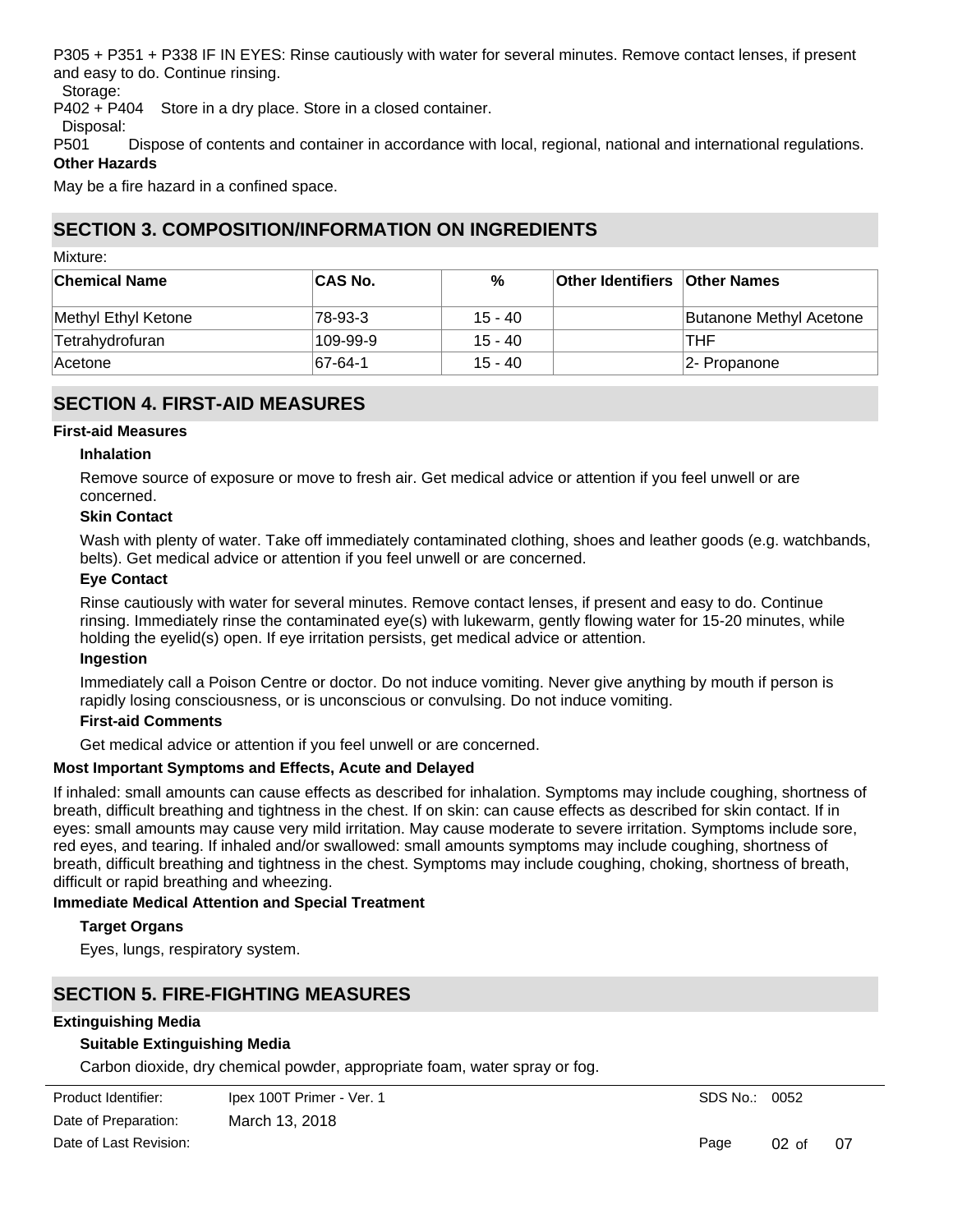P305 + P351 + P338 IF IN EYES: Rinse cautiously with water for several minutes. Remove contact lenses, if present and easy to do. Continue rinsing.

Storage:

P402 + P404 Store in a dry place. Store in a closed container.

Disposal:

P501 Dispose of contents and container in accordance with local, regional, national and international regulations.

**Other Hazards**

May be a fire hazard in a confined space.

## SECTION 3. COMPOSITION/INFORMATION ON INGREDIENTS

Mixture:

| Chemical Name | CAS No. | % | Other Identifiers | Other Names |
|---|---|---|---|---|
| Methyl Ethyl Ketone | 78-93-3 | 15 - 40 | | Butanone Methyl Acetone |
| Tetrahydrofuran | 109-99-9 | 15 - 40 | | THF |
| Acetone | 67-64-1 | 15 - 40 | | 2- Propanone |

## SECTION 4. FIRST-AID MEASURES

**First-aid Measures**

**Inhalation**

Remove source of exposure or move to fresh air. Get medical advice or attention if you feel unwell or are concerned.

**Skin Contact**

Wash with plenty of water. Take off immediately contaminated clothing, shoes and leather goods (e.g. watchbands, belts). Get medical advice or attention if you feel unwell or are concerned.

**Eye Contact**

Rinse cautiously with water for several minutes. Remove contact lenses, if present and easy to do. Continue rinsing. Immediately rinse the contaminated eye(s) with lukewarm, gently flowing water for 15-20 minutes, while holding the eyelid(s) open. If eye irritation persists, get medical advice or attention.

**Ingestion**

Immediately call a Poison Centre or doctor. Do not induce vomiting. Never give anything by mouth if person is rapidly losing consciousness, or is unconscious or convulsing. Do not induce vomiting.

**First-aid Comments**

Get medical advice or attention if you feel unwell or are concerned.

**Most Important Symptoms and Effects, Acute and Delayed**

If inhaled: small amounts can cause effects as described for inhalation. Symptoms may include coughing, shortness of breath, difficult breathing and tightness in the chest. If on skin: can cause effects as described for skin contact. If in eyes: small amounts may cause very mild irritation. May cause moderate to severe irritation. Symptoms include sore, red eyes, and tearing. If inhaled and/or swallowed: small amounts symptoms may include coughing, shortness of breath, difficult breathing and tightness in the chest. Symptoms may include coughing, choking, shortness of breath, difficult or rapid breathing and wheezing.

**Immediate Medical Attention and Special Treatment**

**Target Organs**

Eyes, lungs, respiratory system.

## SECTION 5. FIRE-FIGHTING MEASURES

**Extinguishing Media**

**Suitable Extinguishing Media**

Carbon dioxide, dry chemical powder, appropriate foam, water spray or fog.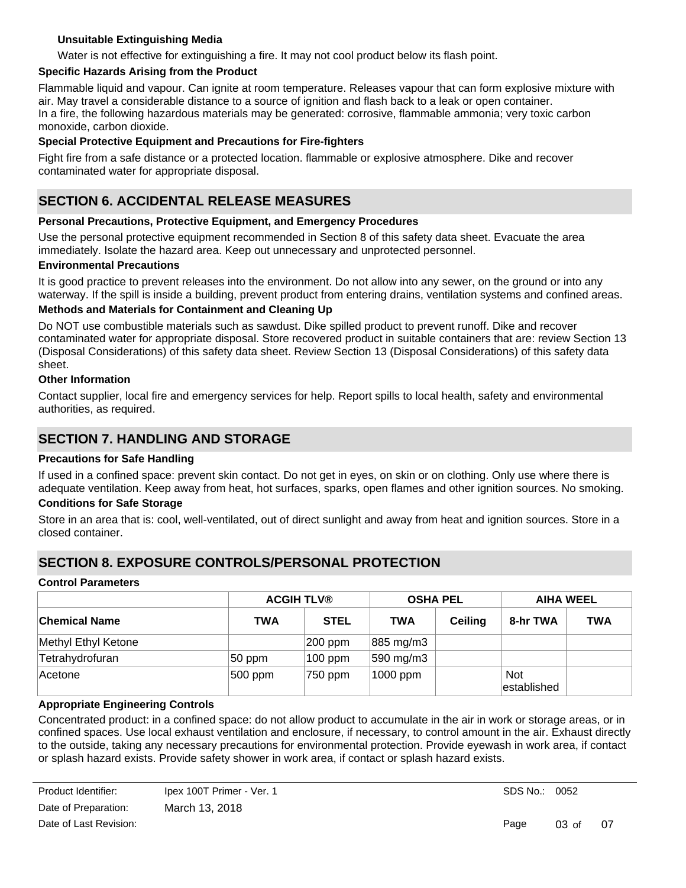#### Unsuitable Extinguishing Media

Water is not effective for extinguishing a fire. It may not cool product below its flash point.

### Specific Hazards Arising from the Product

Flammable liquid and vapour. Can ignite at room temperature. Releases vapour that can form explosive mixture with air. May travel a considerable distance to a source of ignition and flash back to a leak or open container.
In a fire, the following hazardous materials may be generated: corrosive, flammable ammonia; very toxic carbon monoxide, carbon dioxide.

### Special Protective Equipment and Precautions for Fire-fighters

Fight fire from a safe distance or a protected location. flammable or explosive atmosphere. Dike and recover contaminated water for appropriate disposal.

## SECTION 6. ACCIDENTAL RELEASE MEASURES

### Personal Precautions, Protective Equipment, and Emergency Procedures

Use the personal protective equipment recommended in Section 8 of this safety data sheet. Evacuate the area immediately. Isolate the hazard area. Keep out unnecessary and unprotected personnel.

### Environmental Precautions

It is good practice to prevent releases into the environment. Do not allow into any sewer, on the ground or into any waterway. If the spill is inside a building, prevent product from entering drains, ventilation systems and confined areas.

### Methods and Materials for Containment and Cleaning Up

Do NOT use combustible materials such as sawdust. Dike spilled product to prevent runoff. Dike and recover contaminated water for appropriate disposal. Store recovered product in suitable containers that are: review Section 13 (Disposal Considerations) of this safety data sheet. Review Section 13 (Disposal Considerations) of this safety data sheet.

### Other Information

Contact supplier, local fire and emergency services for help. Report spills to local health, safety and environmental authorities, as required.

## SECTION 7. HANDLING AND STORAGE

### Precautions for Safe Handling

If used in a confined space: prevent skin contact. Do not get in eyes, on skin or on clothing. Only use where there is adequate ventilation. Keep away from heat, hot surfaces, sparks, open flames and other ignition sources. No smoking.

### Conditions for Safe Storage

Store in an area that is: cool, well-ventilated, out of direct sunlight and away from heat and ignition sources. Store in a closed container.

## SECTION 8. EXPOSURE CONTROLS/PERSONAL PROTECTION

### Control Parameters

| | ACGIH TLV® | | OSHA PEL | | AIHA WEEL | |
|---|---|---|---|---|---|---|
| **Chemical Name** | **TWA** | **STEL** | **TWA** | **Ceiling** | **8-hr TWA** | **TWA** |
| Methyl Ethyl Ketone | | 200 ppm | 885 mg/m3 | | | |
| Tetrahydrofuran | 50 ppm | 100 ppm | 590 mg/m3 | | | |
| Acetone | 500 ppm | 750 ppm | 1000 ppm | | Not established | |

### Appropriate Engineering Controls

Concentrated product: in a confined space: do not allow product to accumulate in the air in work or storage areas, or in confined spaces. Use local exhaust ventilation and enclosure, if necessary, to control amount in the air. Exhaust directly to the outside, taking any necessary precautions for environmental protection. Provide eyewash in work area, if contact or splash hazard exists. Provide safety shower in work area, if contact or splash hazard exists.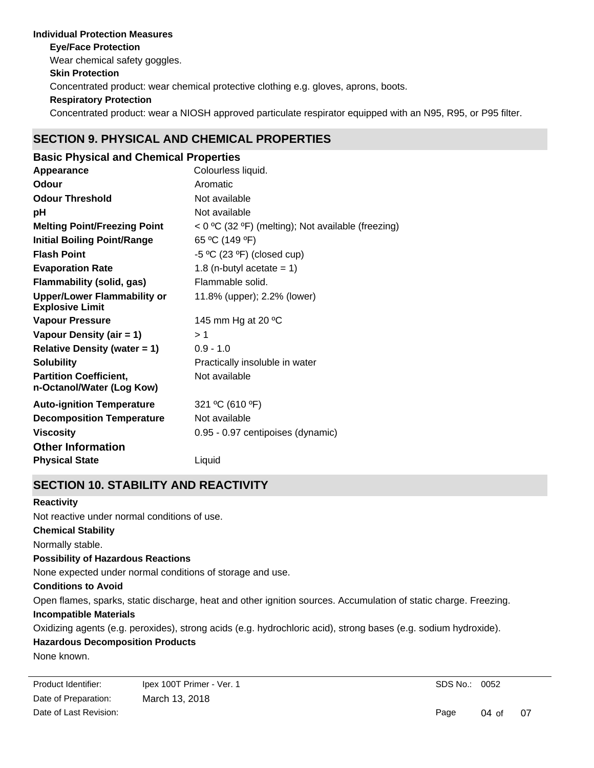### Individual Protection Measures

**Eye/Face Protection**

Wear chemical safety goggles.

**Skin Protection**

Concentrated product: wear chemical protective clothing e.g. gloves, aprons, boots.

**Respiratory Protection**

Concentrated product: wear a NIOSH approved particulate respirator equipped with an N95, R95, or P95 filter.

## SECTION 9. PHYSICAL AND CHEMICAL PROPERTIES

### Basic Physical and Chemical Properties

| | |
|---|---|
| **Appearance** | Colourless liquid. |
| **Odour** | Aromatic |
| **Odour Threshold** | Not available |
| **pH** | Not available |
| **Melting Point/Freezing Point** | < 0 ºC (32 ºF) (melting); Not available (freezing) |
| **Initial Boiling Point/Range** | 65 ºC (149 ºF) |
| **Flash Point** | -5 ºC (23 ºF) (closed cup) |
| **Evaporation Rate** | 1.8 (n-butyl acetate = 1) |
| **Flammability (solid, gas)** | Flammable solid. |
| **Upper/Lower Flammability or Explosive Limit** | 11.8% (upper); 2.2% (lower) |
| **Vapour Pressure** | 145 mm Hg at 20 ºC |
| **Vapour Density (air = 1)** | > 1 |
| **Relative Density (water = 1)** | 0.9 - 1.0 |
| **Solubility** | Practically insoluble in water |
| **Partition Coefficient, n-Octanol/Water (Log Kow)** | Not available |
| **Auto-ignition Temperature** | 321 ºC (610 ºF) |
| **Decomposition Temperature** | Not available |
| **Viscosity** | 0.95 - 0.97 centipoises (dynamic) |

### Other Information

| | |
|---|---|
| **Physical State** | Liquid |

## SECTION 10. STABILITY AND REACTIVITY

**Reactivity**

Not reactive under normal conditions of use.

**Chemical Stability**

Normally stable.

**Possibility of Hazardous Reactions**

None expected under normal conditions of storage and use.

**Conditions to Avoid**

Open flames, sparks, static discharge, heat and other ignition sources. Accumulation of static charge. Freezing.

**Incompatible Materials**

Oxidizing agents (e.g. peroxides), strong acids (e.g. hydrochloric acid), strong bases (e.g. sodium hydroxide).

**Hazardous Decomposition Products**

None known.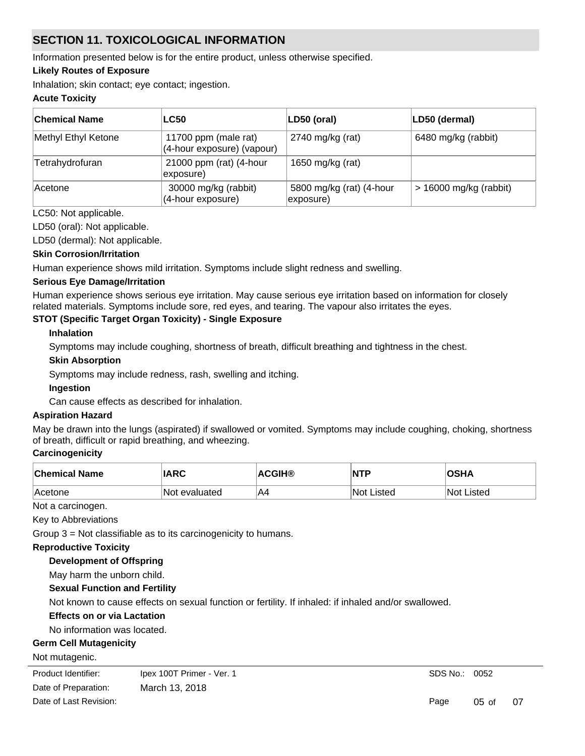## SECTION 11. TOXICOLOGICAL INFORMATION

Information presented below is for the entire product, unless otherwise specified.

**Likely Routes of Exposure**

Inhalation; skin contact; eye contact; ingestion.

**Acute Toxicity**

| Chemical Name | LC50 | LD50 (oral) | LD50 (dermal) |
| --- | --- | --- | --- |
| Methyl Ethyl Ketone | 11700 ppm (male rat) (4-hour exposure) (vapour) | 2740 mg/kg (rat) | 6480 mg/kg (rabbit) |
| Tetrahydrofuran | 21000 ppm (rat) (4-hour exposure) | 1650 mg/kg (rat) | |
| Acetone | 30000 mg/kg (rabbit) (4-hour exposure) | 5800 mg/kg (rat) (4-hour exposure) | > 16000 mg/kg (rabbit) |

LC50: Not applicable.

LD50 (oral): Not applicable.

LD50 (dermal): Not applicable.

**Skin Corrosion/Irritation**

Human experience shows mild irritation. Symptoms include slight redness and swelling.

**Serious Eye Damage/Irritation**

Human experience shows serious eye irritation. May cause serious eye irritation based on information for closely related materials. Symptoms include sore, red eyes, and tearing. The vapour also irritates the eyes.

**STOT (Specific Target Organ Toxicity) - Single Exposure**

**Inhalation**

Symptoms may include coughing, shortness of breath, difficult breathing and tightness in the chest.

**Skin Absorption**

Symptoms may include redness, rash, swelling and itching.

**Ingestion**

Can cause effects as described for inhalation.

**Aspiration Hazard**

May be drawn into the lungs (aspirated) if swallowed or vomited. Symptoms may include coughing, choking, shortness of breath, difficult or rapid breathing, and wheezing.

**Carcinogenicity**

| Chemical Name | IARC | ACGIH® | NTP | OSHA |
| --- | --- | --- | --- | --- |
| Acetone | Not evaluated | A4 | Not Listed | Not Listed |

Not a carcinogen.

Key to Abbreviations

Group 3 = Not classifiable as to its carcinogenicity to humans.

**Reproductive Toxicity**

**Development of Offspring**

May harm the unborn child.

**Sexual Function and Fertility**

Not known to cause effects on sexual function or fertility. If inhaled: if inhaled and/or swallowed.

**Effects on or via Lactation**

No information was located.

**Germ Cell Mutagenicity**

Not mutagenic.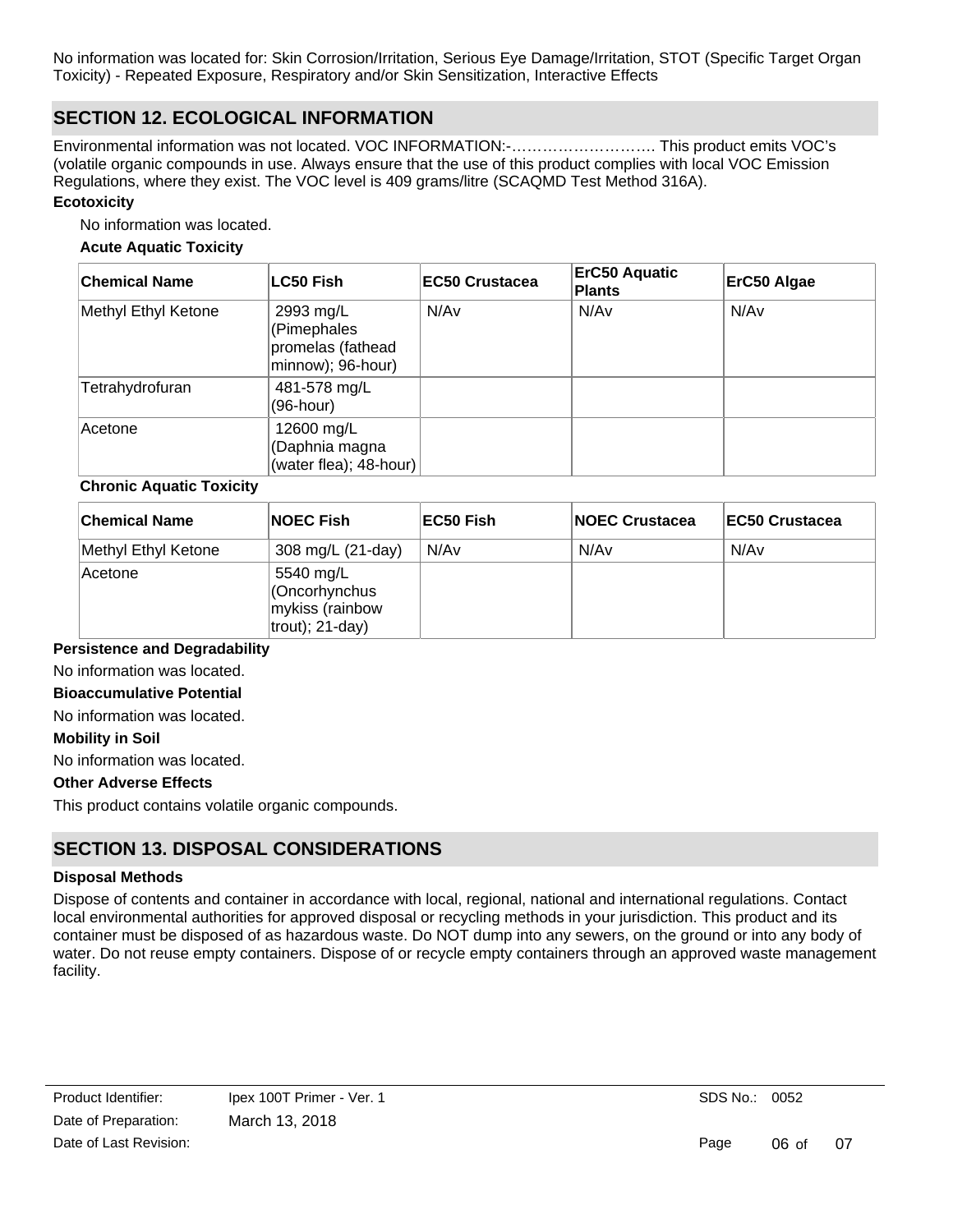No information was located for: Skin Corrosion/Irritation, Serious Eye Damage/Irritation, STOT (Specific Target Organ Toxicity) - Repeated Exposure, Respiratory and/or Skin Sensitization, Interactive Effects

## SECTION 12. ECOLOGICAL INFORMATION

Environmental information was not located. VOC INFORMATION:-………………………. This product emits VOC's (volatile organic compounds in use. Always ensure that the use of this product complies with local VOC Emission Regulations, where they exist. The VOC level is 409 grams/litre (SCAQMD Test Method 316A).

**Ecotoxicity**

No information was located.

**Acute Aquatic Toxicity**

| Chemical Name | LC50 Fish | EC50 Crustacea | ErC50 Aquatic Plants | ErC50 Algae |
|---|---|---|---|---|
| Methyl Ethyl Ketone | 2993 mg/L (Pimephales promelas (fathead minnow); 96-hour) | N/Av | N/Av | N/Av |
| Tetrahydrofuran | 481-578 mg/L (96-hour) | | | |
| Acetone | 12600 mg/L (Daphnia magna (water flea); 48-hour) | | | |

**Chronic Aquatic Toxicity**

| Chemical Name | NOEC Fish | EC50 Fish | NOEC Crustacea | EC50 Crustacea |
|---|---|---|---|---|
| Methyl Ethyl Ketone | 308 mg/L (21-day) | N/Av | N/Av | N/Av |
| Acetone | 5540 mg/L (Oncorhynchus mykiss (rainbow trout); 21-day) | | | |

**Persistence and Degradability**

No information was located.

**Bioaccumulative Potential**

No information was located.

**Mobility in Soil**

No information was located.

**Other Adverse Effects**

This product contains volatile organic compounds.

## SECTION 13. DISPOSAL CONSIDERATIONS

**Disposal Methods**

Dispose of contents and container in accordance with local, regional, national and international regulations. Contact local environmental authorities for approved disposal or recycling methods in your jurisdiction. This product and its container must be disposed of as hazardous waste. Do NOT dump into any sewers, on the ground or into any body of water. Do not reuse empty containers. Dispose of or recycle empty containers through an approved waste management facility.

| Product Identifier: | Ipex 100T Primer - Ver. 1 | SDS No.: | 0052 |
|---|---|---|---|
| Date of Preparation: | March 13, 2018 | | |
| Date of Last Revision: | | | |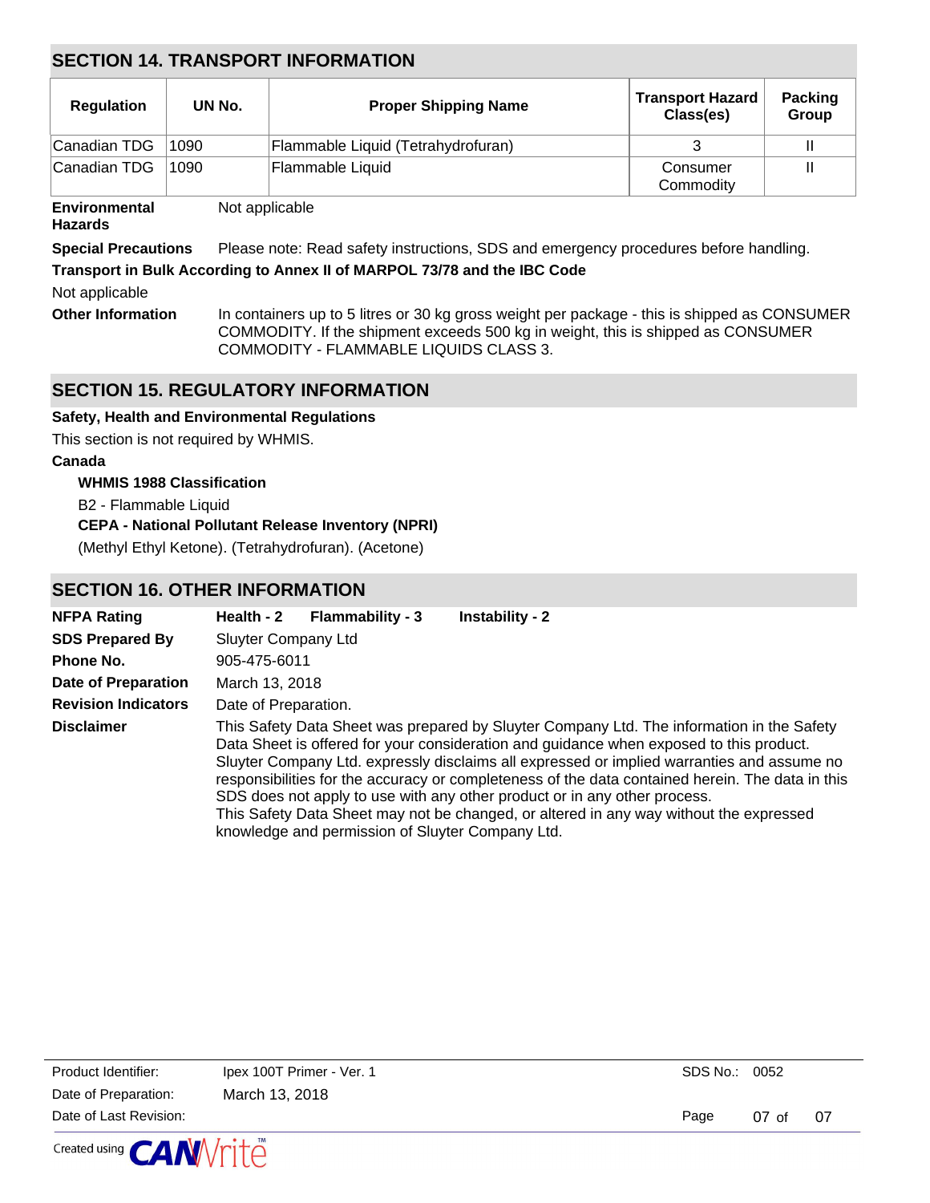## SECTION 14. TRANSPORT INFORMATION

| Regulation | UN No. | Proper Shipping Name | Transport Hazard Class(es) | Packing Group |
|---|---|---|---|---|
| Canadian TDG | 1090 | Flammable Liquid (Tetrahydrofuran) | 3 | II |
| Canadian TDG | 1090 | Flammable Liquid | Consumer Commodity | II |

**Environmental Hazards** Not applicable

**Special Precautions** Please note: Read safety instructions, SDS and emergency procedures before handling.

**Transport in Bulk According to Annex II of MARPOL 73/78 and the IBC Code**

Not applicable

**Other Information** In containers up to 5 litres or 30 kg gross weight per package - this is shipped as CONSUMER COMMODITY. If the shipment exceeds 500 kg in weight, this is shipped as CONSUMER COMMODITY - FLAMMABLE LIQUIDS CLASS 3.

## SECTION 15. REGULATORY INFORMATION

**Safety, Health and Environmental Regulations**

This section is not required by WHMIS.

**Canada**

**WHMIS 1988 Classification**

B2 - Flammable Liquid

**CEPA - National Pollutant Release Inventory (NPRI)**

(Methyl Ethyl Ketone). (Tetrahydrofuran). (Acetone)

## SECTION 16. OTHER INFORMATION

**NFPA Rating** **Health - 2** **Flammability - 3** **Instability - 2**

**SDS Prepared By** Sluyter Company Ltd

**Phone No.** 905-475-6011

**Date of Preparation** March 13, 2018

**Revision Indicators** Date of Preparation.

**Disclaimer** This Safety Data Sheet was prepared by Sluyter Company Ltd. The information in the Safety Data Sheet is offered for your consideration and guidance when exposed to this product. Sluyter Company Ltd. expressly disclaims all expressed or implied warranties and assume no responsibilities for the accuracy or completeness of the data contained herein. The data in this SDS does not apply to use with any other product or in any other process.
This Safety Data Sheet may not be changed, or altered in any way without the expressed knowledge and permission of Sluyter Company Ltd.